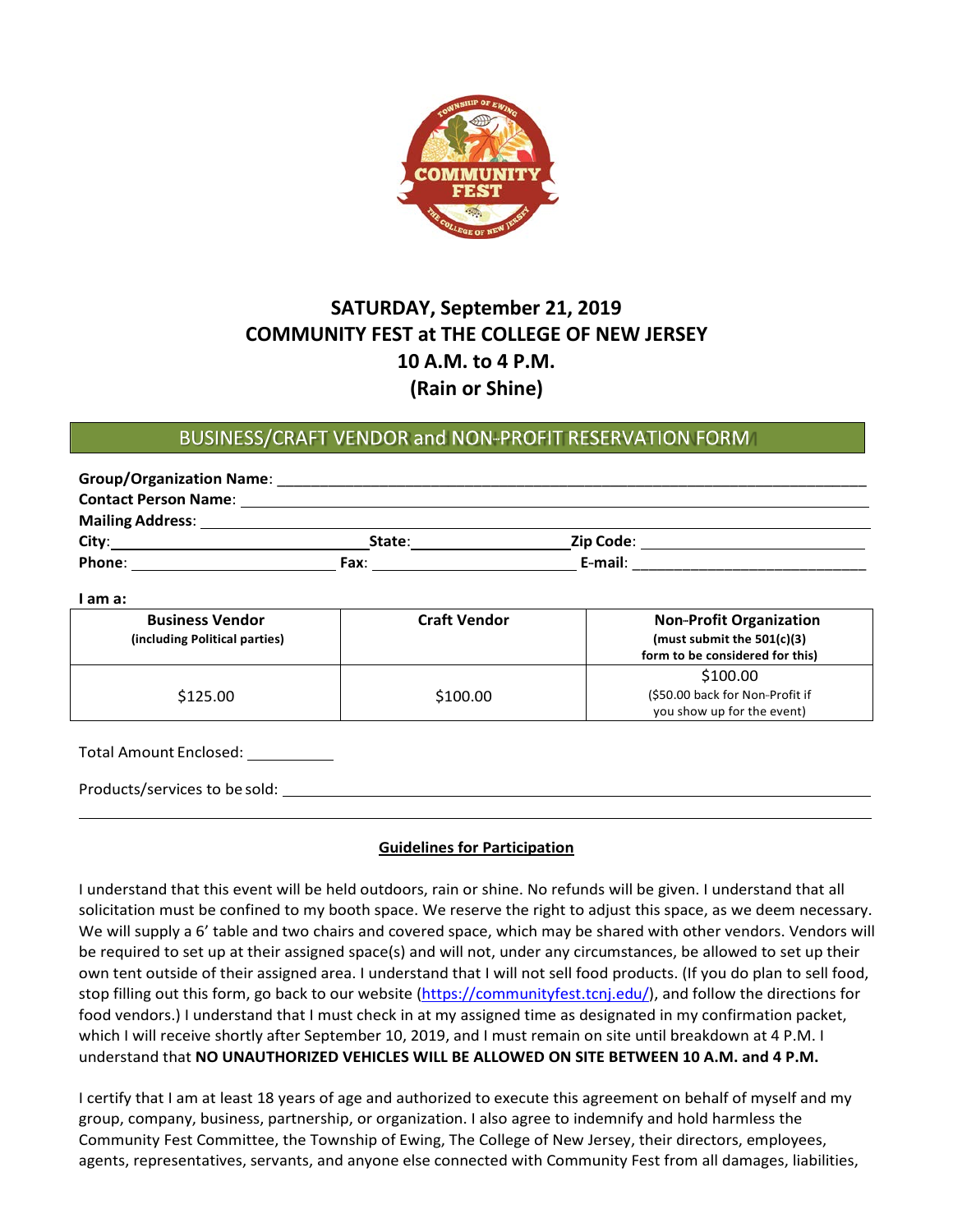# SATURDAY, September 21, 2019
# COMMUNITY FEST at THE COLLEGE OF NEW JERSEY
# 10 A.M. to 4 P.M.
# (Rain or Shine)

## BUSINESS/CRAFT VENDOR and NON-PROFIT RESERVATION FORM

**Group/Organization Name**: ___________________________________________

**Contact Person Name**: ___________________________________________

**Mailing Address**: ___________________________________________

**City**: ____________________ **State**: ____________________ **Zip Code**: ____________________

**Phone**: ____________________ **Fax**: ____________________ **E-mail**: ____________________

**I am a:**

| **Business Vendor** **(including Political parties)** | **Craft Vendor** | **Non-Profit Organization** **(must submit the 501(c)(3) form to be considered for this)** |
|---|---|---|
| $125.00 | $100.00 | $100.00 ($50.00 back for Non-Profit if you show up for the event) |

Total Amount Enclosed: __________

Products/services to be sold: ___________________________________________

___________________________________________

### Guidelines for Participation

I understand that this event will be held outdoors, rain or shine. No refunds will be given. I understand that all solicitation must be confined to my booth space. We reserve the right to adjust this space, as we deem necessary. We will supply a 6' table and two chairs and covered space, which may be shared with other vendors. Vendors will be required to set up at their assigned space(s) and will not, under any circumstances, be allowed to set up their own tent outside of their assigned area. I understand that I will not sell food products. (If you do plan to sell food, stop filling out this form, go back to our website (https://communityfest.tcnj.edu/), and follow the directions for food vendors.) I understand that I must check in at my assigned time as designated in my confirmation packet, which I will receive shortly after September 10, 2019, and I must remain on site until breakdown at 4 P.M. I understand that **NO UNAUTHORIZED VEHICLES WILL BE ALLOWED ON SITE BETWEEN 10 A.M. and 4 P.M.**

I certify that I am at least 18 years of age and authorized to execute this agreement on behalf of myself and my group, company, business, partnership, or organization. I also agree to indemnify and hold harmless the Community Fest Committee, the Township of Ewing, The College of New Jersey, their directors, employees, agents, representatives, servants, and anyone else connected with Community Fest from all damages, liabilities,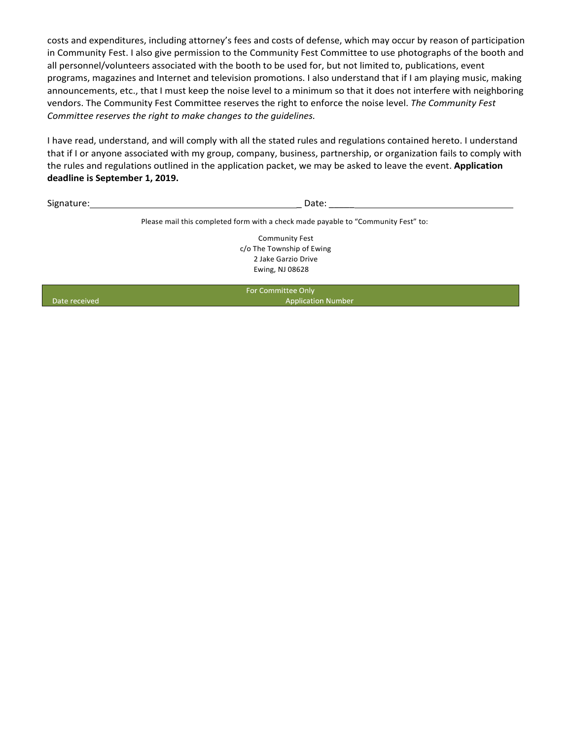costs and expenditures, including attorney's fees and costs of defense, which may occur by reason of participation in Community Fest. I also give permission to the Community Fest Committee to use photographs of the booth and all personnel/volunteers associated with the booth to be used for, but not limited to, publications, event programs, magazines and Internet and television promotions. I also understand that if I am playing music, making announcements, etc., that I must keep the noise level to a minimum so that it does not interfere with neighboring vendors. The Community Fest Committee reserves the right to enforce the noise level. *The Community Fest Committee reserves the right to make changes to the guidelines.*

I have read, understand, and will comply with all the stated rules and regulations contained hereto. I understand that if I or anyone associated with my group, company, business, partnership, or organization fails to comply with the rules and regulations outlined in the application packet, we may be asked to leave the event. **Application deadline is September 1, 2019.**

Signature:_____________________________________________ Date: ___________________________________

Please mail this completed form with a check made payable to "Community Fest" to:

Community Fest
c/o The Township of Ewing
2 Jake Garzio Drive
Ewing, NJ 08628

| For Committee Only | |
|---|---|
| Date received | Application Number |